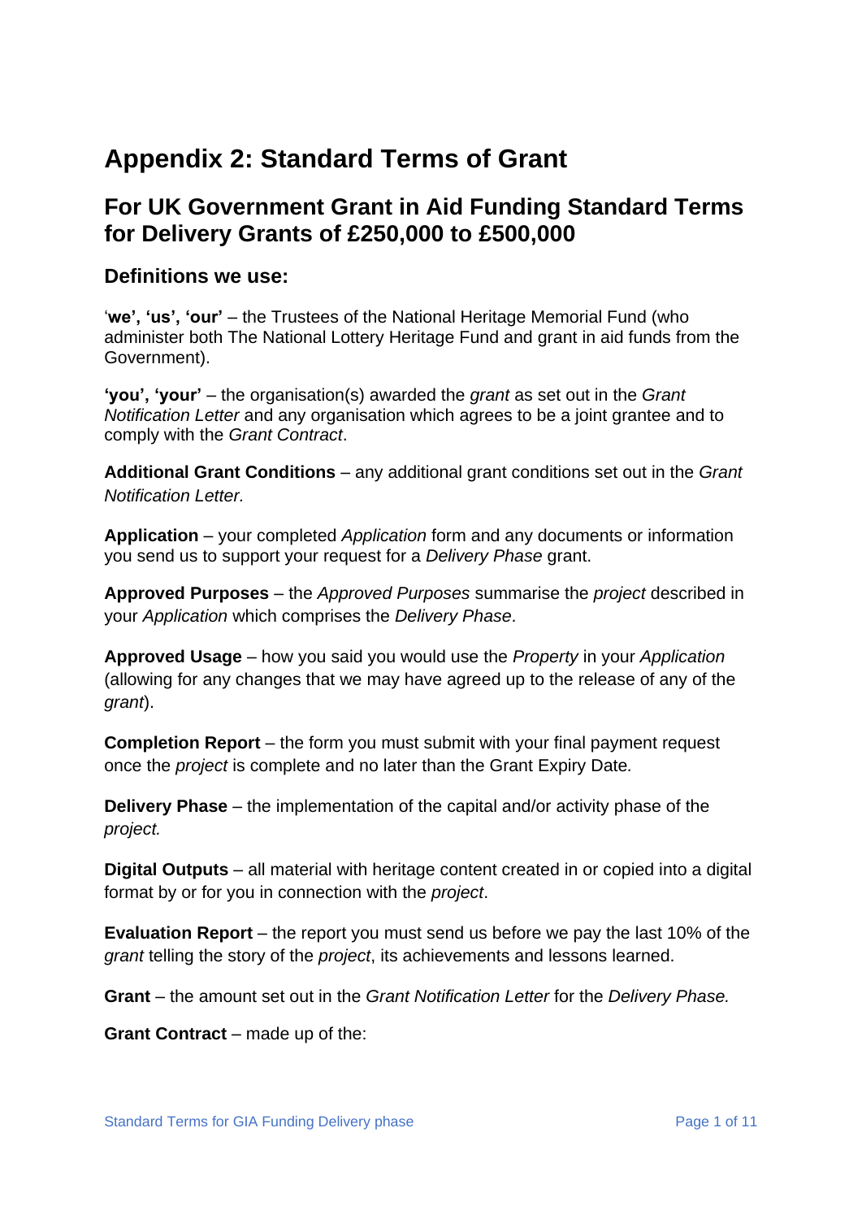# Appendix 2: Standard Terms of Grant

## For UK Government Grant in Aid Funding Standard Terms for Delivery Grants of £250,000 to £500,000

### Definitions we use:

'**we', 'us', 'our'** – the Trustees of the National Heritage Memorial Fund (who administer both The National Lottery Heritage Fund and grant in aid funds from the Government).

**'you', 'your'** – the organisation(s) awarded the *grant* as set out in the *Grant Notification Letter* and any organisation which agrees to be a joint grantee and to comply with the *Grant Contract*.

**Additional Grant Conditions** – any additional grant conditions set out in the *Grant Notification Letter.*

**Application** – your completed *Application* form and any documents or information you send us to support your request for a *Delivery Phase* grant.

**Approved Purposes** – the *Approved Purposes* summarise the *project* described in your *Application* which comprises the *Delivery Phase*.

**Approved Usage** – how you said you would use the *Property* in your *Application* (allowing for any changes that we may have agreed up to the release of any of the *grant*).

**Completion Report** – the form you must submit with your final payment request once the *project* is complete and no later than the Grant Expiry Date*.*

**Delivery Phase** – the implementation of the capital and/or activity phase of the *project.*

**Digital Outputs** – all material with heritage content created in or copied into a digital format by or for you in connection with the *project*.

**Evaluation Report** – the report you must send us before we pay the last 10% of the *grant* telling the story of the *project*, its achievements and lessons learned.

**Grant** – the amount set out in the *Grant Notification Letter* for the *Delivery Phase.*

**Grant Contract** – made up of the: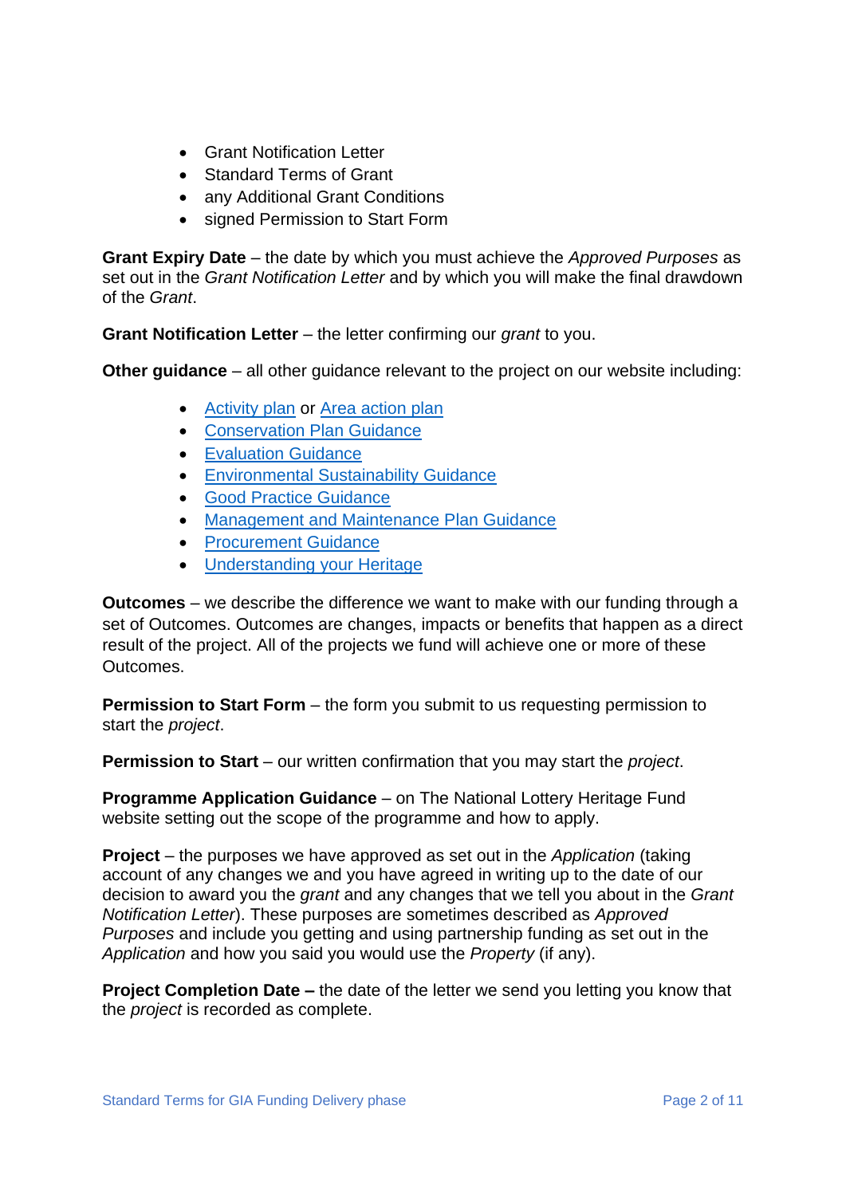- Grant Notification Letter
- Standard Terms of Grant
- any Additional Grant Conditions
- signed Permission to Start Form

**Grant Expiry Date** – the date by which you must achieve the *Approved Purposes* as set out in the *Grant Notification Letter* and by which you will make the final drawdown of the *Grant*.

**Grant Notification Letter** – the letter confirming our *grant* to you.

**Other guidance** – all other guidance relevant to the project on our website including:

- Activity plan or Area action plan
- Conservation Plan Guidance
- Evaluation Guidance
- Environmental Sustainability Guidance
- Good Practice Guidance
- Management and Maintenance Plan Guidance
- Procurement Guidance
- Understanding your Heritage

**Outcomes** – we describe the difference we want to make with our funding through a set of Outcomes. Outcomes are changes, impacts or benefits that happen as a direct result of the project. All of the projects we fund will achieve one or more of these Outcomes.

**Permission to Start Form** – the form you submit to us requesting permission to start the *project*.

**Permission to Start** – our written confirmation that you may start the *project*.

**Programme Application Guidance** – on The National Lottery Heritage Fund website setting out the scope of the programme and how to apply.

**Project** – the purposes we have approved as set out in the *Application* (taking account of any changes we and you have agreed in writing up to the date of our decision to award you the *grant* and any changes that we tell you about in the *Grant Notification Letter*). These purposes are sometimes described as *Approved Purposes* and include you getting and using partnership funding as set out in the *Application* and how you said you would use the *Property* (if any).

**Project Completion Date –** the date of the letter we send you letting you know that the *project* is recorded as complete.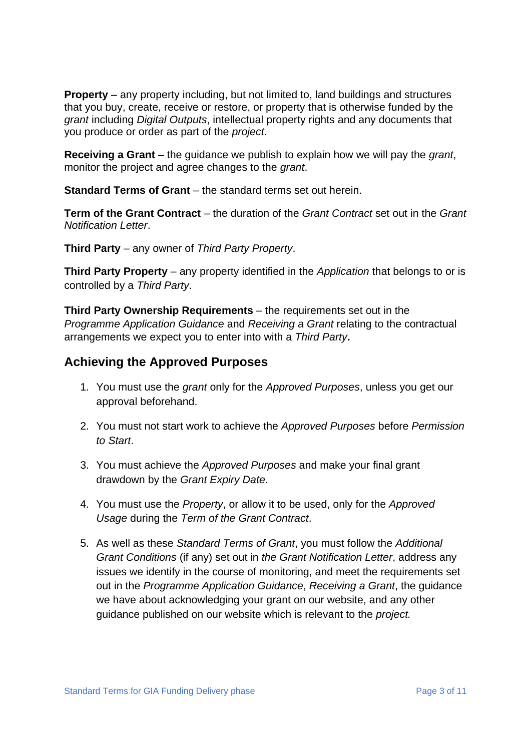**Property** – any property including, but not limited to, land buildings and structures that you buy, create, receive or restore, or property that is otherwise funded by the *grant* including *Digital Outputs*, intellectual property rights and any documents that you produce or order as part of the *project*.

**Receiving a Grant** – the guidance we publish to explain how we will pay the *grant*, monitor the project and agree changes to the *grant*.

**Standard Terms of Grant** – the standard terms set out herein.

**Term of the Grant Contract** – the duration of the *Grant Contract* set out in the *Grant Notification Letter*.

**Third Party** – any owner of *Third Party Property*.

**Third Party Property** – any property identified in the *Application* that belongs to or is controlled by a *Third Party*.

**Third Party Ownership Requirements** – the requirements set out in the *Programme Application Guidance* and *Receiving a Grant* relating to the contractual arrangements we expect you to enter into with a *Third Party***.**

## Achieving the Approved Purposes

1. You must use the *grant* only for the *Approved Purposes*, unless you get our approval beforehand.

2. You must not start work to achieve the *Approved Purposes* before *Permission to Start*.

3. You must achieve the *Approved Purposes* and make your final grant drawdown by the *Grant Expiry Date*.

4. You must use the *Property*, or allow it to be used, only for the *Approved Usage* during the *Term of the Grant Contract*.

5. As well as these *Standard Terms of Grant*, you must follow the *Additional Grant Conditions* (if any) set out in *the Grant Notification Letter*, address any issues we identify in the course of monitoring, and meet the requirements set out in the *Programme Application Guidance*, *Receiving a Grant*, the guidance we have about acknowledging your grant on our website, and any other guidance published on our website which is relevant to the *project.*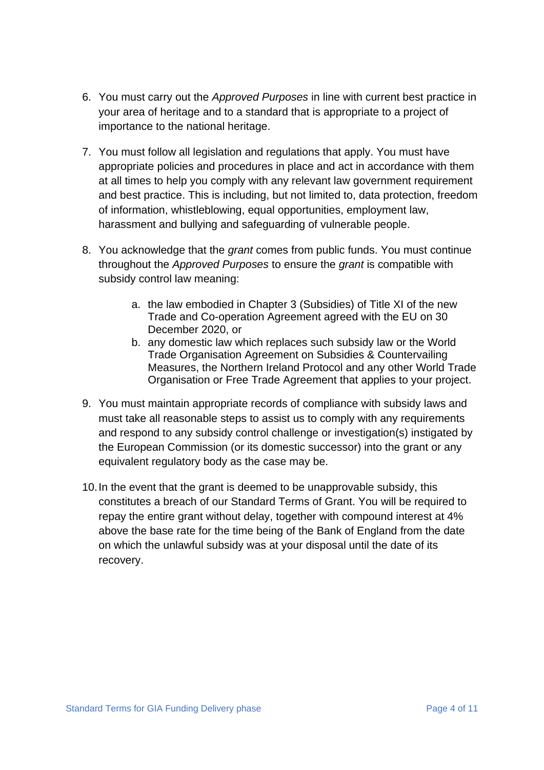6. You must carry out the *Approved Purposes* in line with current best practice in your area of heritage and to a standard that is appropriate to a project of importance to the national heritage.

7. You must follow all legislation and regulations that apply. You must have appropriate policies and procedures in place and act in accordance with them at all times to help you comply with any relevant law government requirement and best practice. This is including, but not limited to, data protection, freedom of information, whistleblowing, equal opportunities, employment law, harassment and bullying and safeguarding of vulnerable people.

8. You acknowledge that the *grant* comes from public funds. You must continue throughout the *Approved Purposes* to ensure the *grant* is compatible with subsidy control law meaning:

    a. the law embodied in Chapter 3 (Subsidies) of Title XI of the new Trade and Co-operation Agreement agreed with the EU on 30 December 2020, or
    b. any domestic law which replaces such subsidy law or the World Trade Organisation Agreement on Subsidies & Countervailing Measures, the Northern Ireland Protocol and any other World Trade Organisation or Free Trade Agreement that applies to your project.

9. You must maintain appropriate records of compliance with subsidy laws and must take all reasonable steps to assist us to comply with any requirements and respond to any subsidy control challenge or investigation(s) instigated by the European Commission (or its domestic successor) into the grant or any equivalent regulatory body as the case may be.

10. In the event that the grant is deemed to be unapprovable subsidy, this constitutes a breach of our Standard Terms of Grant. You will be required to repay the entire grant without delay, together with compound interest at 4% above the base rate for the time being of the Bank of England from the date on which the unlawful subsidy was at your disposal until the date of its recovery.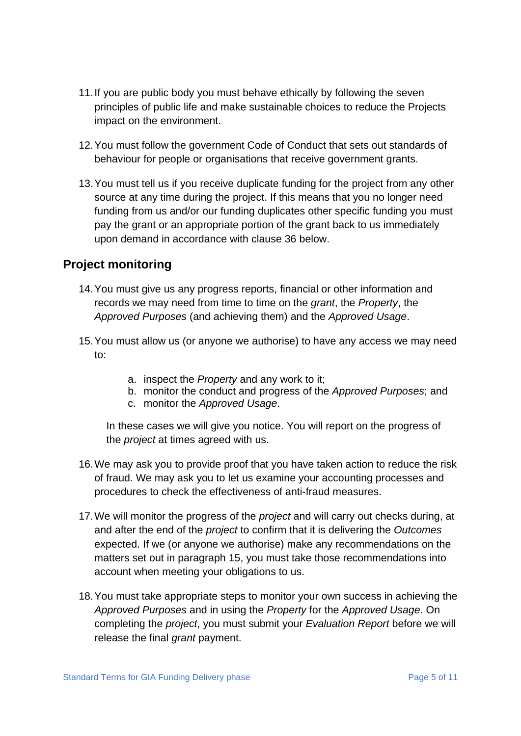11. If you are public body you must behave ethically by following the seven principles of public life and make sustainable choices to reduce the Projects impact on the environment.

12. You must follow the government Code of Conduct that sets out standards of behaviour for people or organisations that receive government grants.

13. You must tell us if you receive duplicate funding for the project from any other source at any time during the project. If this means that you no longer need funding from us and/or our funding duplicates other specific funding you must pay the grant or an appropriate portion of the grant back to us immediately upon demand in accordance with clause 36 below.

## Project monitoring

14. You must give us any progress reports, financial or other information and records we may need from time to time on the *grant*, the *Property*, the *Approved Purposes* (and achieving them) and the *Approved Usage*.

15. You must allow us (or anyone we authorise) to have any access we may need to:

    a. inspect the *Property* and any work to it;
    b. monitor the conduct and progress of the *Approved Purposes*; and
    c. monitor the *Approved Usage*.

    In these cases we will give you notice. You will report on the progress of the *project* at times agreed with us.

16. We may ask you to provide proof that you have taken action to reduce the risk of fraud. We may ask you to let us examine your accounting processes and procedures to check the effectiveness of anti-fraud measures.

17. We will monitor the progress of the *project* and will carry out checks during, at and after the end of the *project* to confirm that it is delivering the *Outcomes* expected. If we (or anyone we authorise) make any recommendations on the matters set out in paragraph 15, you must take those recommendations into account when meeting your obligations to us.

18. You must take appropriate steps to monitor your own success in achieving the *Approved Purposes* and in using the *Property* for the *Approved Usage*. On completing the *project*, you must submit your *Evaluation Report* before we will release the final *grant* payment.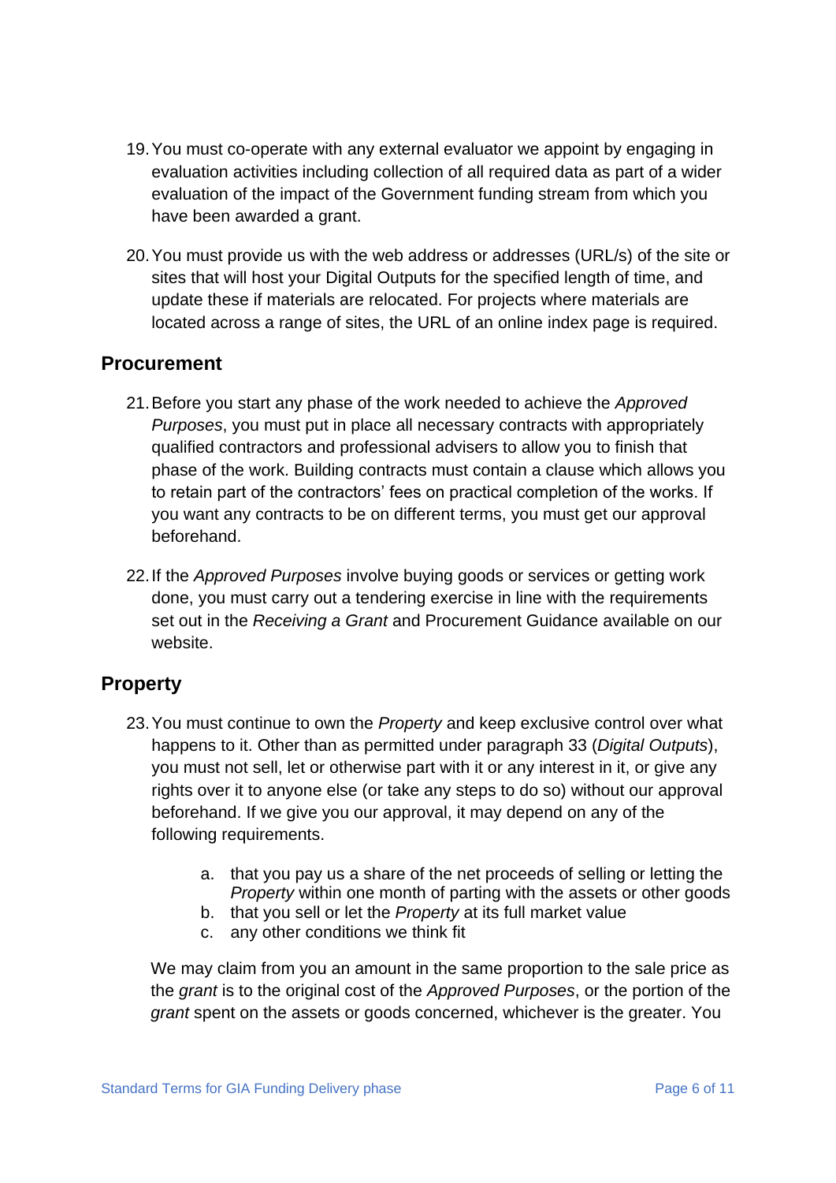19. You must co-operate with any external evaluator we appoint by engaging in evaluation activities including collection of all required data as part of a wider evaluation of the impact of the Government funding stream from which you have been awarded a grant.

20. You must provide us with the web address or addresses (URL/s) of the site or sites that will host your Digital Outputs for the specified length of time, and update these if materials are relocated. For projects where materials are located across a range of sites, the URL of an online index page is required.

## Procurement

21. Before you start any phase of the work needed to achieve the *Approved Purposes*, you must put in place all necessary contracts with appropriately qualified contractors and professional advisers to allow you to finish that phase of the work. Building contracts must contain a clause which allows you to retain part of the contractors' fees on practical completion of the works. If you want any contracts to be on different terms, you must get our approval beforehand.

22. If the *Approved Purposes* involve buying goods or services or getting work done, you must carry out a tendering exercise in line with the requirements set out in the *Receiving a Grant* and Procurement Guidance available on our website.

## Property

23. You must continue to own the *Property* and keep exclusive control over what happens to it. Other than as permitted under paragraph 33 (*Digital Outputs*), you must not sell, let or otherwise part with it or any interest in it, or give any rights over it to anyone else (or take any steps to do so) without our approval beforehand. If we give you our approval, it may depend on any of the following requirements.

    a. that you pay us a share of the net proceeds of selling or letting the *Property* within one month of parting with the assets or other goods
    b. that you sell or let the *Property* at its full market value
    c. any other conditions we think fit

    We may claim from you an amount in the same proportion to the sale price as the *grant* is to the original cost of the *Approved Purposes*, or the portion of the *grant* spent on the assets or goods concerned, whichever is the greater. You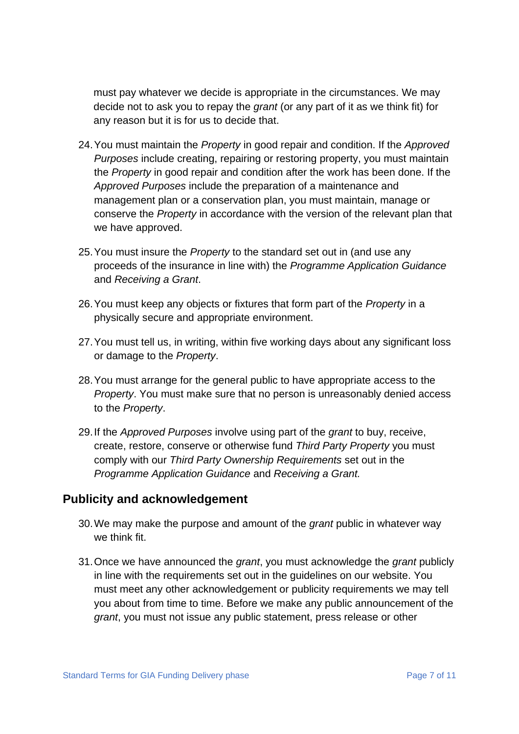must pay whatever we decide is appropriate in the circumstances. We may decide not to ask you to repay the *grant* (or any part of it as we think fit) for any reason but it is for us to decide that.

24. You must maintain the *Property* in good repair and condition. If the *Approved Purposes* include creating, repairing or restoring property, you must maintain the *Property* in good repair and condition after the work has been done. If the *Approved Purposes* include the preparation of a maintenance and management plan or a conservation plan, you must maintain, manage or conserve the *Property* in accordance with the version of the relevant plan that we have approved.

25. You must insure the *Property* to the standard set out in (and use any proceeds of the insurance in line with) the *Programme Application Guidance* and *Receiving a Grant*.

26. You must keep any objects or fixtures that form part of the *Property* in a physically secure and appropriate environment.

27. You must tell us, in writing, within five working days about any significant loss or damage to the *Property*.

28. You must arrange for the general public to have appropriate access to the *Property*. You must make sure that no person is unreasonably denied access to the *Property*.

29. If the *Approved Purposes* involve using part of the *grant* to buy, receive, create, restore, conserve or otherwise fund *Third Party Property* you must comply with our *Third Party Ownership Requirements* set out in the *Programme Application Guidance* and *Receiving a Grant.*

## Publicity and acknowledgement

30. We may make the purpose and amount of the *grant* public in whatever way we think fit.

31. Once we have announced the *grant*, you must acknowledge the *grant* publicly in line with the requirements set out in the guidelines on our website. You must meet any other acknowledgement or publicity requirements we may tell you about from time to time. Before we make any public announcement of the *grant*, you must not issue any public statement, press release or other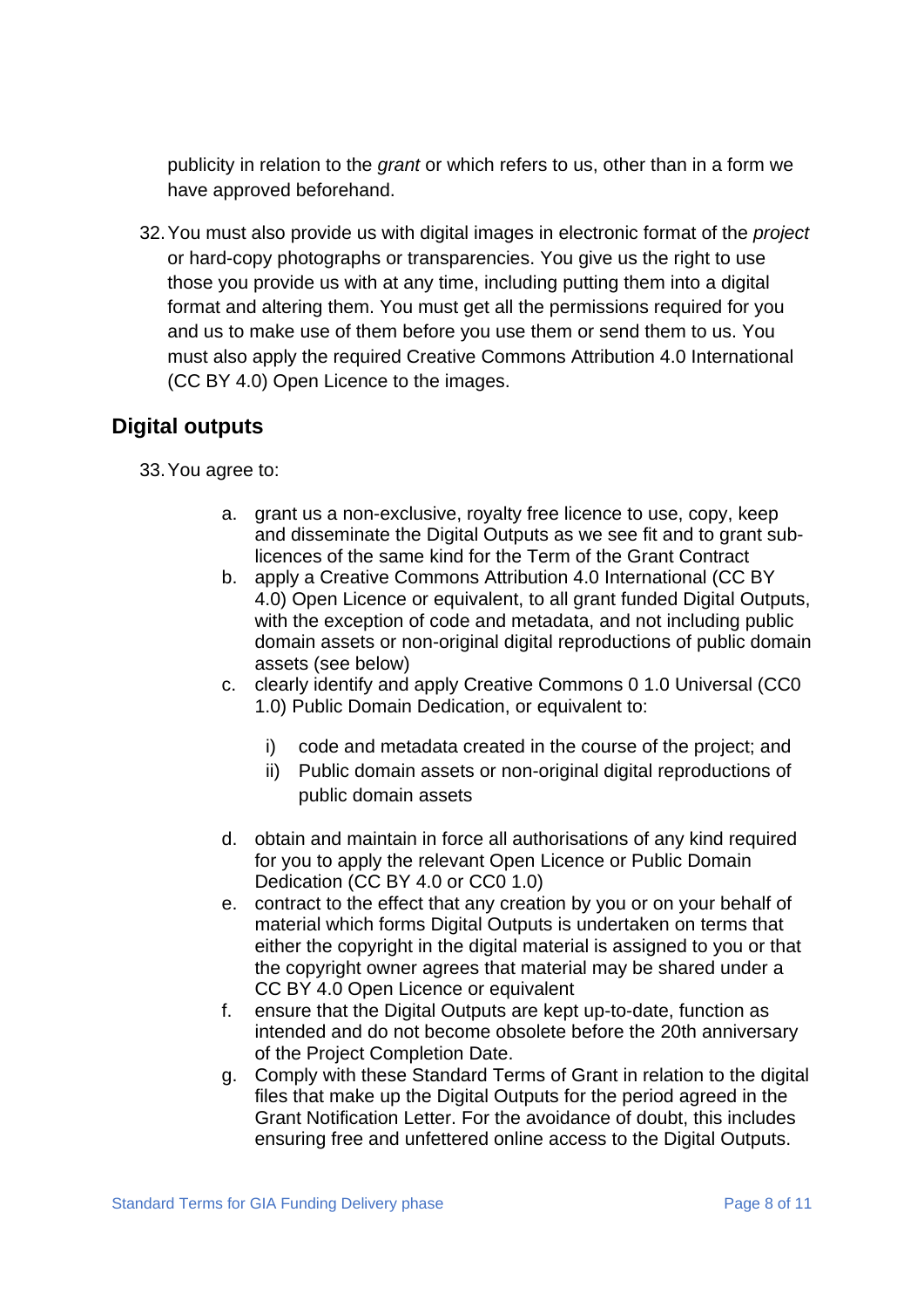publicity in relation to the *grant* or which refers to us, other than in a form we have approved beforehand.

32. You must also provide us with digital images in electronic format of the *project* or hard-copy photographs or transparencies. You give us the right to use those you provide us with at any time, including putting them into a digital format and altering them. You must get all the permissions required for you and us to make use of them before you use them or send them to us. You must also apply the required Creative Commons Attribution 4.0 International (CC BY 4.0) Open Licence to the images.

## Digital outputs

33. You agree to:

    a. grant us a non-exclusive, royalty free licence to use, copy, keep and disseminate the Digital Outputs as we see fit and to grant sub-licences of the same kind for the Term of the Grant Contract
    b. apply a Creative Commons Attribution 4.0 International (CC BY 4.0) Open Licence or equivalent, to all grant funded Digital Outputs, with the exception of code and metadata, and not including public domain assets or non-original digital reproductions of public domain assets (see below)
    c. clearly identify and apply Creative Commons 0 1.0 Universal (CC0 1.0) Public Domain Dedication, or equivalent to:

        i) code and metadata created in the course of the project; and
        ii) Public domain assets or non-original digital reproductions of public domain assets

    d. obtain and maintain in force all authorisations of any kind required for you to apply the relevant Open Licence or Public Domain Dedication (CC BY 4.0 or CC0 1.0)
    e. contract to the effect that any creation by you or on your behalf of material which forms Digital Outputs is undertaken on terms that either the copyright in the digital material is assigned to you or that the copyright owner agrees that material may be shared under a CC BY 4.0 Open Licence or equivalent
    f. ensure that the Digital Outputs are kept up-to-date, function as intended and do not become obsolete before the 20th anniversary of the Project Completion Date.
    g. Comply with these Standard Terms of Grant in relation to the digital files that make up the Digital Outputs for the period agreed in the Grant Notification Letter. For the avoidance of doubt, this includes ensuring free and unfettered online access to the Digital Outputs.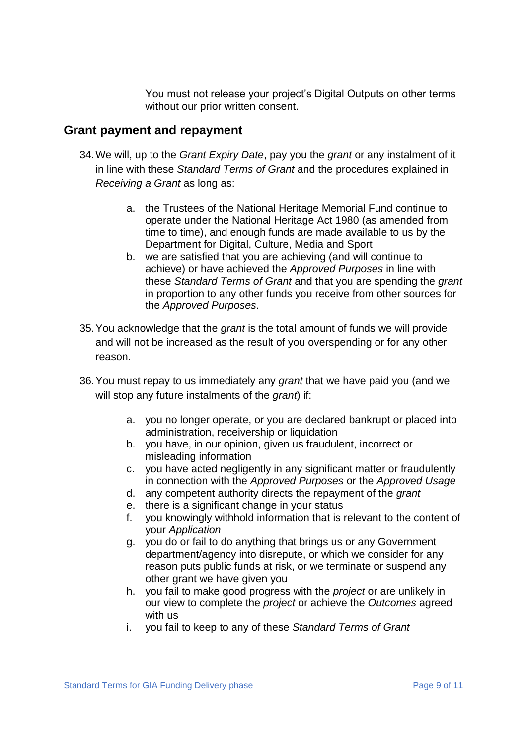You must not release your project's Digital Outputs on other terms without our prior written consent.

## Grant payment and repayment

34. We will, up to the *Grant Expiry Date*, pay you the *grant* or any instalment of it in line with these *Standard Terms of Grant* and the procedures explained in *Receiving a Grant* as long as:

    a. the Trustees of the National Heritage Memorial Fund continue to operate under the National Heritage Act 1980 (as amended from time to time), and enough funds are made available to us by the Department for Digital, Culture, Media and Sport
    b. we are satisfied that you are achieving (and will continue to achieve) or have achieved the *Approved Purposes* in line with these *Standard Terms of Grant* and that you are spending the *grant* in proportion to any other funds you receive from other sources for the *Approved Purposes*.

35. You acknowledge that the *grant* is the total amount of funds we will provide and will not be increased as the result of you overspending or for any other reason.

36. You must repay to us immediately any *grant* that we have paid you (and we will stop any future instalments of the *grant*) if:

    a. you no longer operate, or you are declared bankrupt or placed into administration, receivership or liquidation
    b. you have, in our opinion, given us fraudulent, incorrect or misleading information
    c. you have acted negligently in any significant matter or fraudulently in connection with the *Approved Purposes* or the *Approved Usage*
    d. any competent authority directs the repayment of the *grant*
    e. there is a significant change in your status
    f. you knowingly withhold information that is relevant to the content of your *Application*
    g. you do or fail to do anything that brings us or any Government department/agency into disrepute, or which we consider for any reason puts public funds at risk, or we terminate or suspend any other grant we have given you
    h. you fail to make good progress with the *project* or are unlikely in our view to complete the *project* or achieve the *Outcomes* agreed with us
    i. you fail to keep to any of these *Standard Terms of Grant*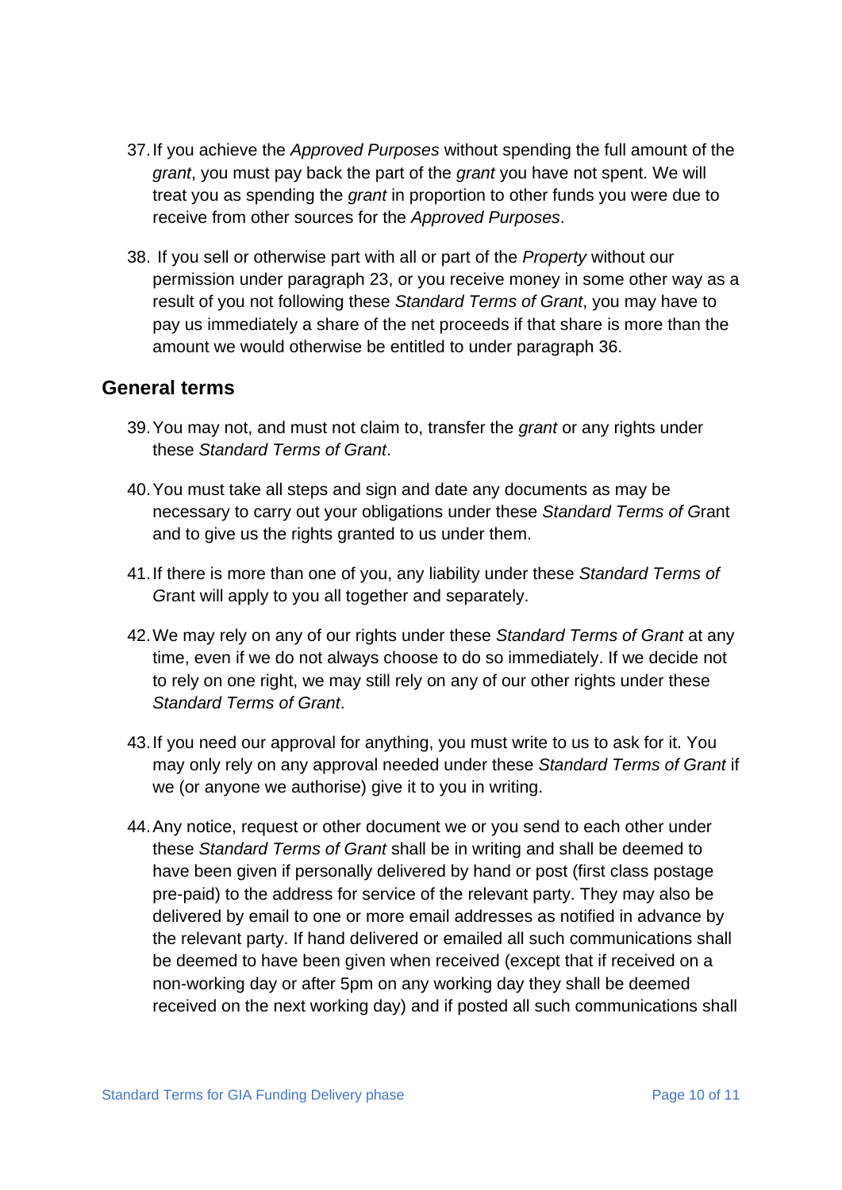37. If you achieve the *Approved Purposes* without spending the full amount of the *grant*, you must pay back the part of the *grant* you have not spent. We will treat you as spending the *grant* in proportion to other funds you were due to receive from other sources for the *Approved Purposes*.

38. If you sell or otherwise part with all or part of the *Property* without our permission under paragraph 23, or you receive money in some other way as a result of you not following these *Standard Terms of Grant*, you may have to pay us immediately a share of the net proceeds if that share is more than the amount we would otherwise be entitled to under paragraph 36.

## General terms

39. You may not, and must not claim to, transfer the *grant* or any rights under these *Standard Terms of Grant*.

40. You must take all steps and sign and date any documents as may be necessary to carry out your obligations under these *Standard Terms of G*rant and to give us the rights granted to us under them.

41. If there is more than one of you, any liability under these *Standard Terms of G*rant will apply to you all together and separately.

42. We may rely on any of our rights under these *Standard Terms of Grant* at any time, even if we do not always choose to do so immediately. If we decide not to rely on one right, we may still rely on any of our other rights under these *Standard Terms of Grant*.

43. If you need our approval for anything, you must write to us to ask for it. You may only rely on any approval needed under these *Standard Terms of Grant* if we (or anyone we authorise) give it to you in writing.

44. Any notice, request or other document we or you send to each other under these *Standard Terms of Grant* shall be in writing and shall be deemed to have been given if personally delivered by hand or post (first class postage pre-paid) to the address for service of the relevant party. They may also be delivered by email to one or more email addresses as notified in advance by the relevant party. If hand delivered or emailed all such communications shall be deemed to have been given when received (except that if received on a non-working day or after 5pm on any working day they shall be deemed received on the next working day) and if posted all such communications shall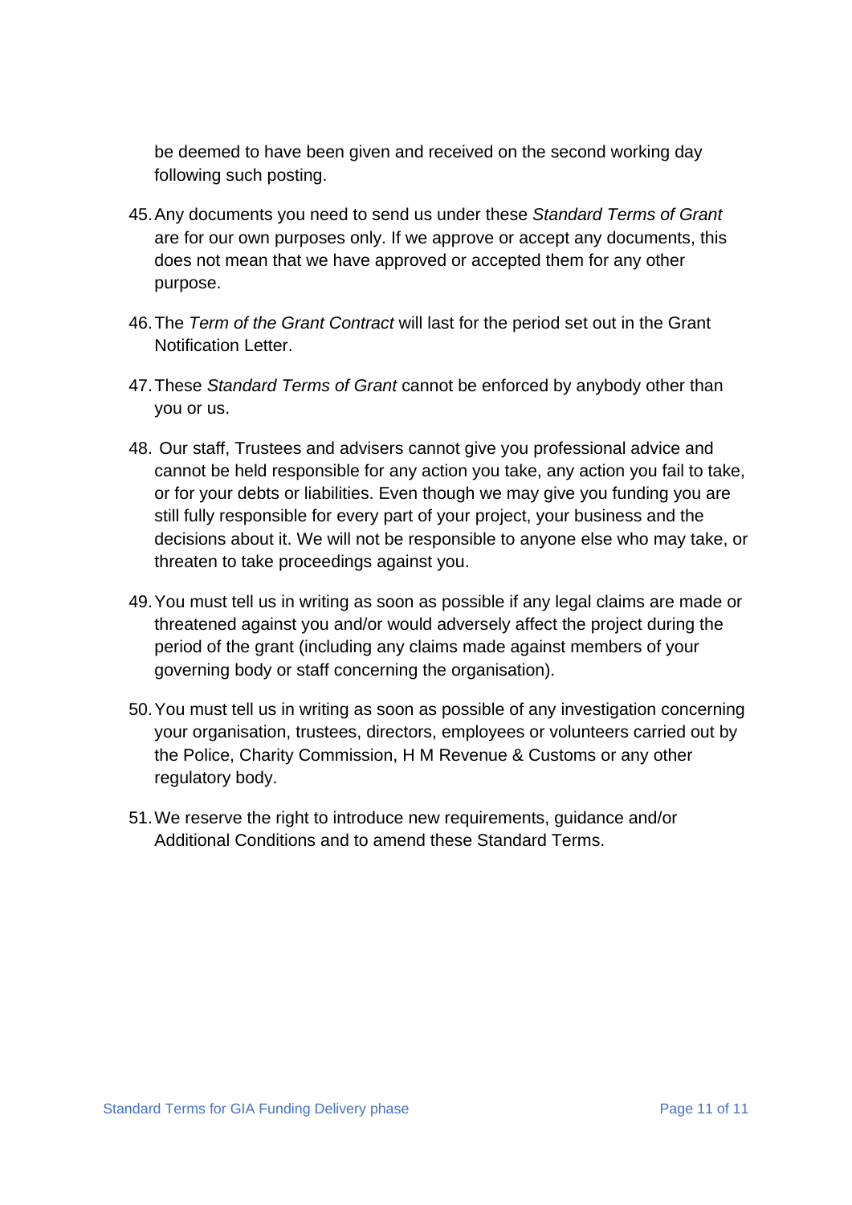be deemed to have been given and received on the second working day following such posting.

45. Any documents you need to send us under these *Standard Terms of Grant* are for our own purposes only. If we approve or accept any documents, this does not mean that we have approved or accepted them for any other purpose.

46. The *Term of the Grant Contract* will last for the period set out in the Grant Notification Letter.

47. These *Standard Terms of Grant* cannot be enforced by anybody other than you or us.

48. Our staff, Trustees and advisers cannot give you professional advice and cannot be held responsible for any action you take, any action you fail to take, or for your debts or liabilities. Even though we may give you funding you are still fully responsible for every part of your project, your business and the decisions about it. We will not be responsible to anyone else who may take, or threaten to take proceedings against you.

49. You must tell us in writing as soon as possible if any legal claims are made or threatened against you and/or would adversely affect the project during the period of the grant (including any claims made against members of your governing body or staff concerning the organisation).

50. You must tell us in writing as soon as possible of any investigation concerning your organisation, trustees, directors, employees or volunteers carried out by the Police, Charity Commission, H M Revenue & Customs or any other regulatory body.

51. We reserve the right to introduce new requirements, guidance and/or Additional Conditions and to amend these Standard Terms.